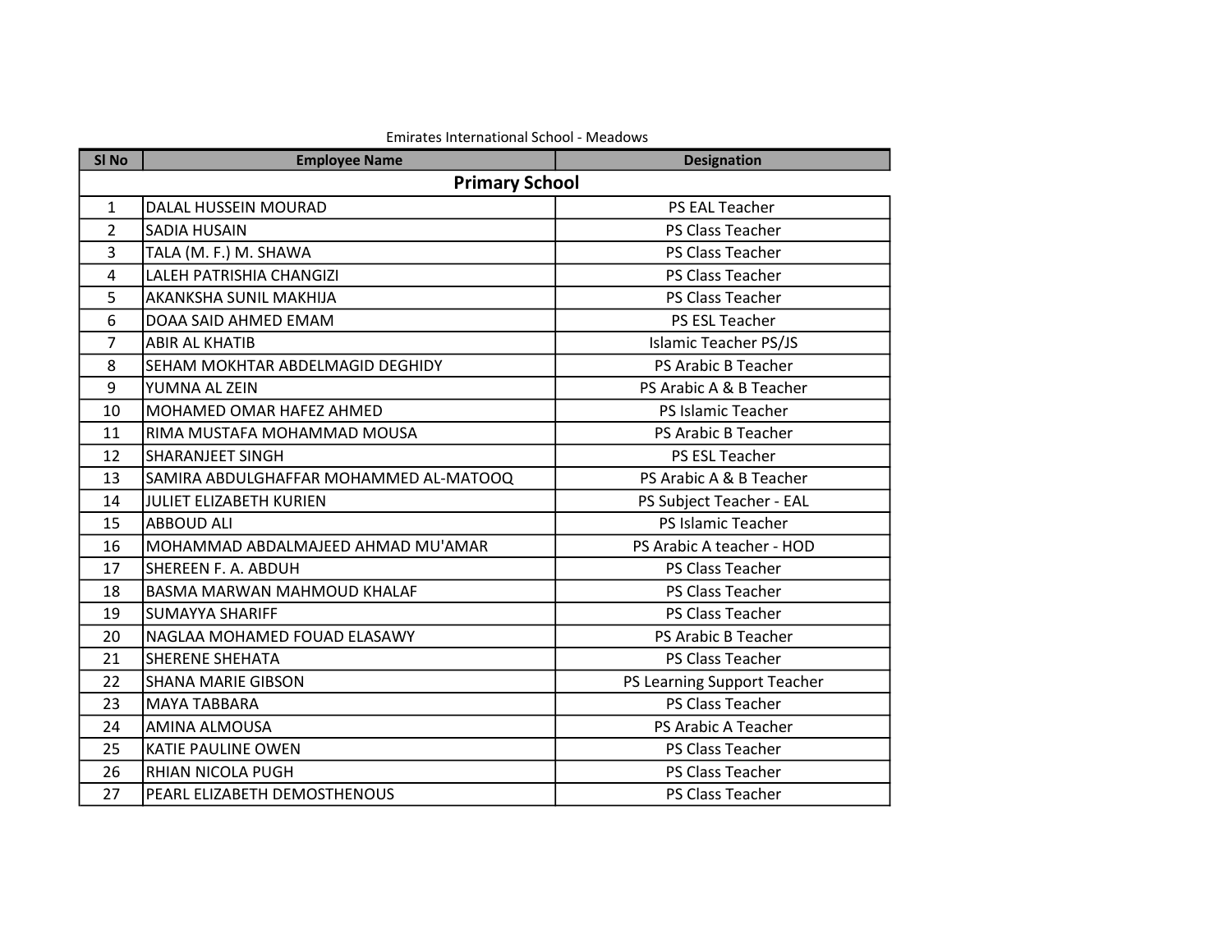Emirates International School - Meadows

| Sl No | Employee Name | Designation |
|---|---|---|
| **Primary School** | | |
| 1 | DALAL HUSSEIN MOURAD | PS EAL Teacher |
| 2 | SADIA HUSAIN | PS Class Teacher |
| 3 | TALA (M. F.) M. SHAWA | PS Class Teacher |
| 4 | LALEH PATRISHIA CHANGIZI | PS Class Teacher |
| 5 | AKANKSHA SUNIL MAKHIJA | PS Class Teacher |
| 6 | DOAA SAID AHMED EMAM | PS ESL Teacher |
| 7 | ABIR AL KHATIB | Islamic Teacher PS/JS |
| 8 | SEHAM MOKHTAR ABDELMAGID DEGHIDY | PS Arabic B Teacher |
| 9 | YUMNA AL ZEIN | PS Arabic A & B Teacher |
| 10 | MOHAMED OMAR HAFEZ AHMED | PS Islamic Teacher |
| 11 | RIMA MUSTAFA MOHAMMAD MOUSA | PS Arabic B Teacher |
| 12 | SHARANJEET SINGH | PS ESL Teacher |
| 13 | SAMIRA ABDULGHAFFAR MOHAMMED AL-MATOOQ | PS Arabic A & B Teacher |
| 14 | JULIET ELIZABETH KURIEN | PS Subject Teacher - EAL |
| 15 | ABBOUD ALI | PS Islamic Teacher |
| 16 | MOHAMMAD ABDALMAJEED AHMAD MU'AMAR | PS Arabic A teacher - HOD |
| 17 | SHEREEN F. A. ABDUH | PS Class Teacher |
| 18 | BASMA MARWAN MAHMOUD KHALAF | PS Class Teacher |
| 19 | SUMAYYA SHARIFF | PS Class Teacher |
| 20 | NAGLAA MOHAMED FOUAD ELASAWY | PS Arabic B Teacher |
| 21 | SHERENE SHEHATA | PS Class Teacher |
| 22 | SHANA MARIE GIBSON | PS Learning Support Teacher |
| 23 | MAYA TABBARA | PS Class Teacher |
| 24 | AMINA ALMOUSA | PS Arabic A Teacher |
| 25 | KATIE PAULINE OWEN | PS Class Teacher |
| 26 | RHIAN NICOLA PUGH | PS Class Teacher |
| 27 | PEARL ELIZABETH DEMOSTHENOUS | PS Class Teacher |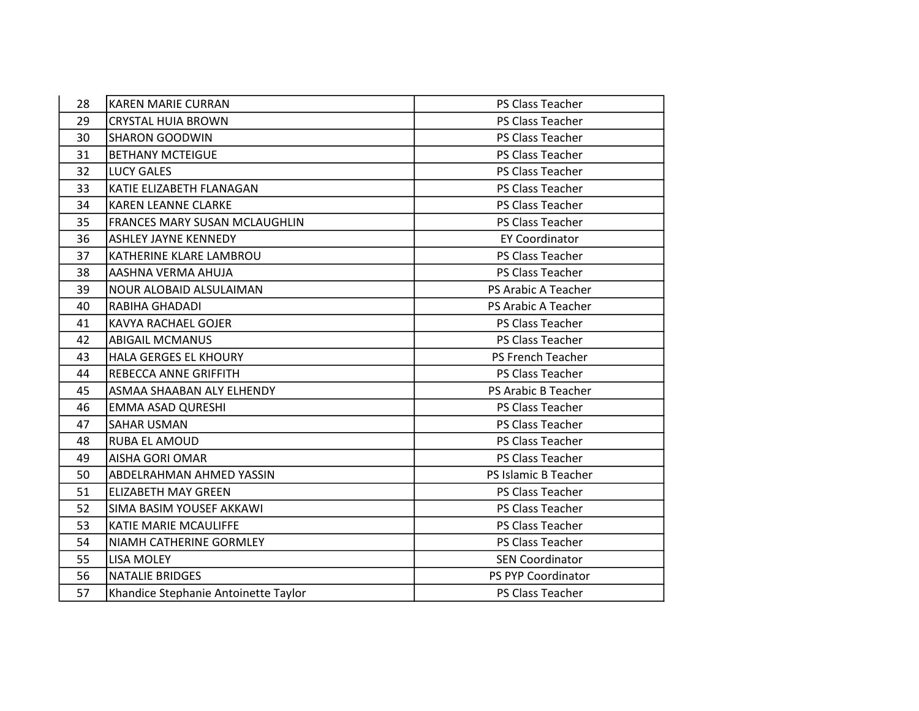| | | |
|---|---|---|
| 28 | KAREN MARIE CURRAN | PS Class Teacher |
| 29 | CRYSTAL HUIA BROWN | PS Class Teacher |
| 30 | SHARON GOODWIN | PS Class Teacher |
| 31 | BETHANY MCTEIGUE | PS Class Teacher |
| 32 | LUCY GALES | PS Class Teacher |
| 33 | KATIE ELIZABETH FLANAGAN | PS Class Teacher |
| 34 | KAREN LEANNE CLARKE | PS Class Teacher |
| 35 | FRANCES MARY SUSAN MCLAUGHLIN | PS Class Teacher |
| 36 | ASHLEY JAYNE KENNEDY | EY Coordinator |
| 37 | KATHERINE KLARE LAMBROU | PS Class Teacher |
| 38 | AASHNA VERMA AHUJA | PS Class Teacher |
| 39 | NOUR ALOBAID ALSULAIMAN | PS Arabic A Teacher |
| 40 | RABIHA GHADADI | PS Arabic A Teacher |
| 41 | KAVYA RACHAEL GOJER | PS Class Teacher |
| 42 | ABIGAIL MCMANUS | PS Class Teacher |
| 43 | HALA GERGES EL KHOURY | PS French Teacher |
| 44 | REBECCA ANNE GRIFFITH | PS Class Teacher |
| 45 | ASMAA SHAABAN ALY ELHENDY | PS Arabic B Teacher |
| 46 | EMMA ASAD QURESHI | PS Class Teacher |
| 47 | SAHAR USMAN | PS Class Teacher |
| 48 | RUBA EL AMOUD | PS Class Teacher |
| 49 | AISHA GORI OMAR | PS Class Teacher |
| 50 | ABDELRAHMAN AHMED YASSIN | PS Islamic B Teacher |
| 51 | ELIZABETH MAY GREEN | PS Class Teacher |
| 52 | SIMA BASIM YOUSEF AKKAWI | PS Class Teacher |
| 53 | KATIE MARIE MCAULIFFE | PS Class Teacher |
| 54 | NIAMH CATHERINE GORMLEY | PS Class Teacher |
| 55 | LISA MOLEY | SEN Coordinator |
| 56 | NATALIE BRIDGES | PS PYP Coordinator |
| 57 | Khandice Stephanie Antoinette Taylor | PS Class Teacher |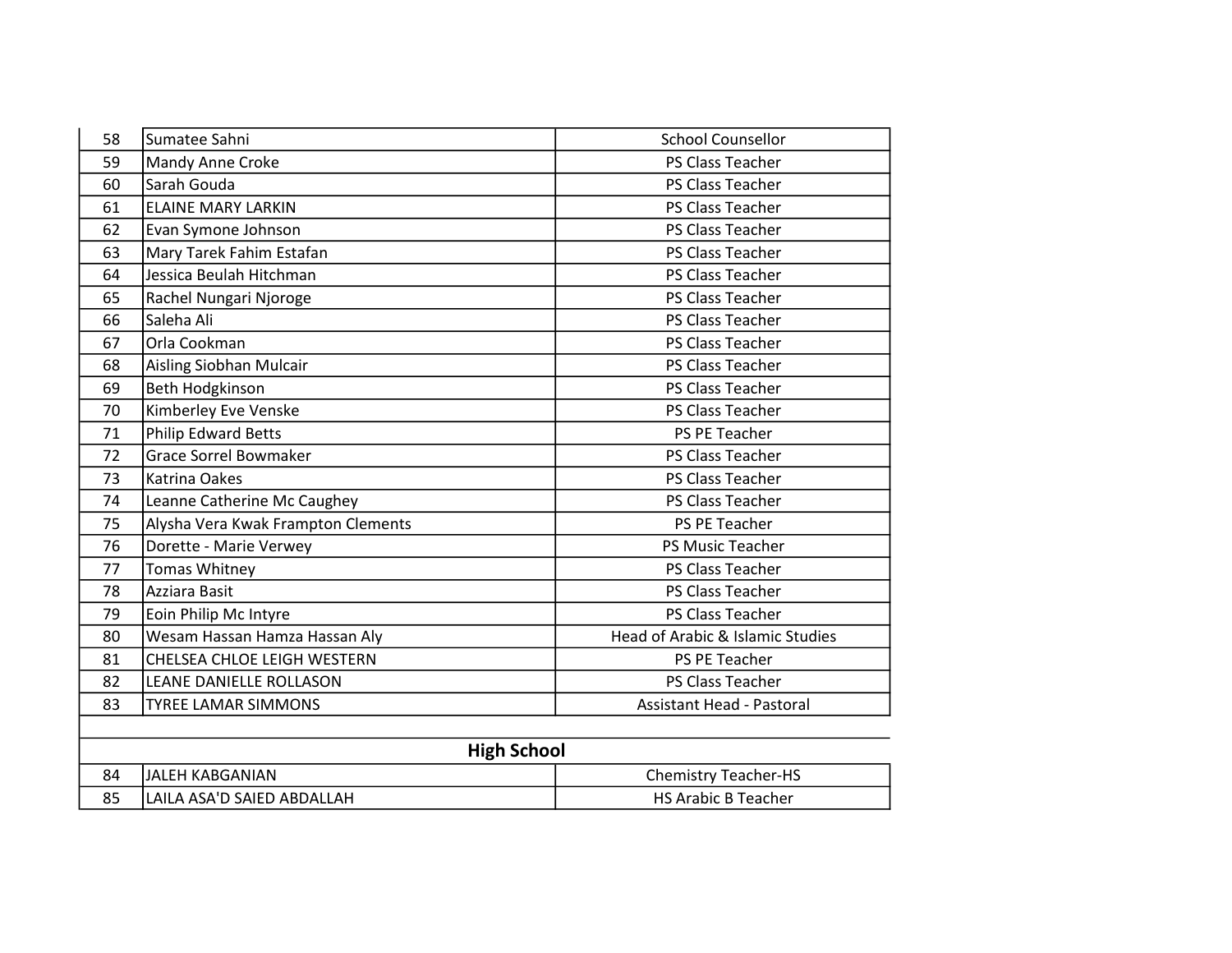| | | |
|---|---|---|
| 58 | Sumatee Sahni | School Counsellor |
| 59 | Mandy Anne Croke | PS Class Teacher |
| 60 | Sarah Gouda | PS Class Teacher |
| 61 | ELAINE MARY LARKIN | PS Class Teacher |
| 62 | Evan Symone Johnson | PS Class Teacher |
| 63 | Mary Tarek Fahim Estafan | PS Class Teacher |
| 64 | Jessica Beulah Hitchman | PS Class Teacher |
| 65 | Rachel Nungari Njoroge | PS Class Teacher |
| 66 | Saleha Ali | PS Class Teacher |
| 67 | Orla Cookman | PS Class Teacher |
| 68 | Aisling Siobhan Mulcair | PS Class Teacher |
| 69 | Beth Hodgkinson | PS Class Teacher |
| 70 | Kimberley Eve Venske | PS Class Teacher |
| 71 | Philip Edward Betts | PS PE Teacher |
| 72 | Grace Sorrel Bowmaker | PS Class Teacher |
| 73 | Katrina Oakes | PS Class Teacher |
| 74 | Leanne Catherine Mc Caughey | PS Class Teacher |
| 75 | Alysha Vera Kwak Frampton Clements | PS PE Teacher |
| 76 | Dorette - Marie Verwey | PS Music Teacher |
| 77 | Tomas Whitney | PS Class Teacher |
| 78 | Azziara Basit | PS Class Teacher |
| 79 | Eoin Philip Mc Intyre | PS Class Teacher |
| 80 | Wesam Hassan Hamza Hassan Aly | Head of Arabic & Islamic Studies |
| 81 | CHELSEA CHLOE LEIGH WESTERN | PS PE Teacher |
| 82 | LEANE DANIELLE ROLLASON | PS Class Teacher |
| 83 | TYREE LAMAR SIMMONS | Assistant Head - Pastoral |
| | | |
| | **High School** | |
| 84 | JALEH KABGANIAN | Chemistry Teacher-HS |
| 85 | LAILA ASA'D SAIED ABDALLAH | HS Arabic B Teacher |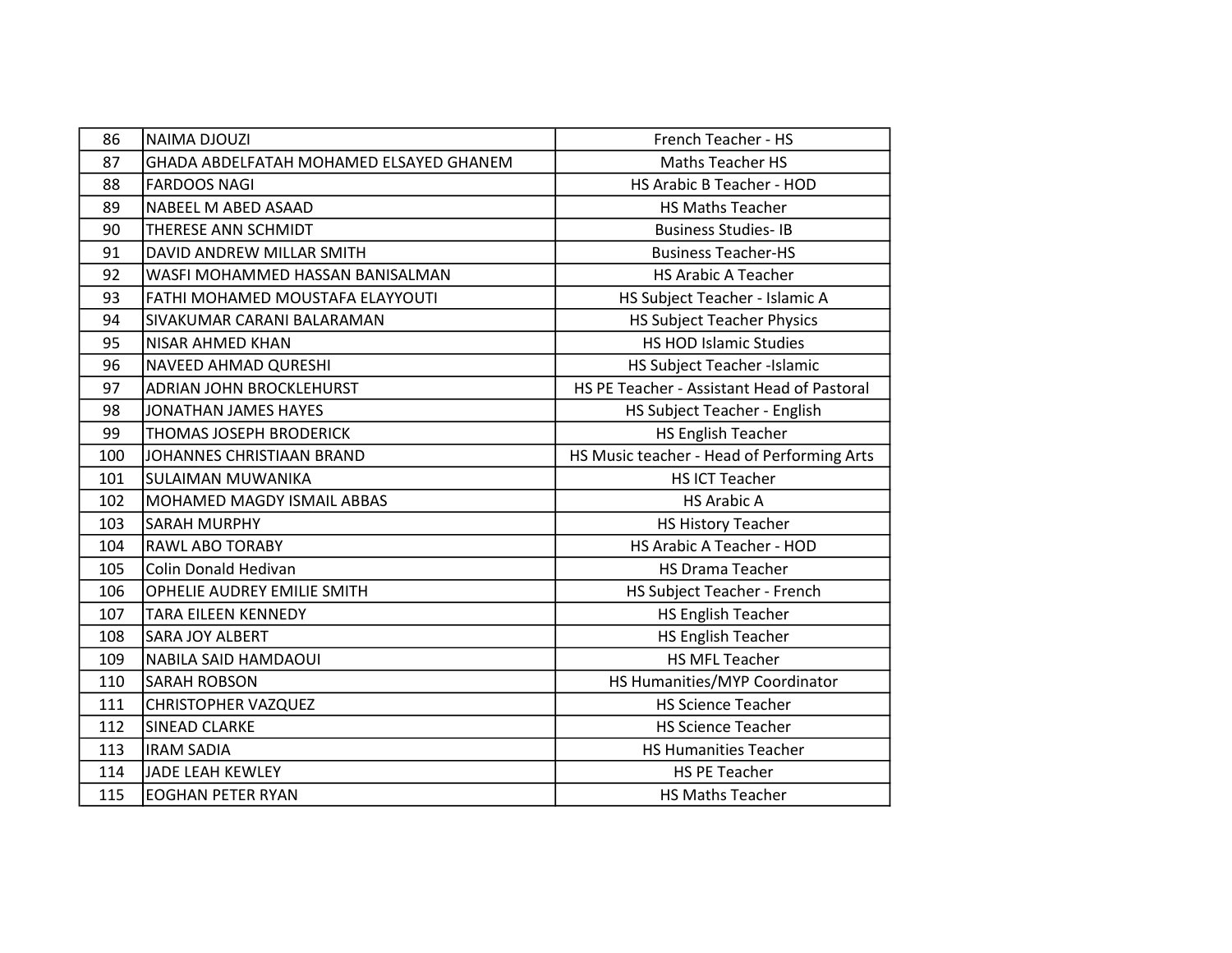| 86 | NAIMA DJOUZI | French Teacher - HS |
|---|---|---|
| 87 | GHADA ABDELFATAH MOHAMED ELSAYED GHANEM | Maths Teacher HS |
| 88 | FARDOOS NAGI | HS Arabic B Teacher - HOD |
| 89 | NABEEL M ABED ASAAD | HS Maths Teacher |
| 90 | THERESE ANN SCHMIDT | Business Studies- IB |
| 91 | DAVID ANDREW MILLAR SMITH | Business Teacher-HS |
| 92 | WASFI MOHAMMED HASSAN BANISALMAN | HS Arabic A Teacher |
| 93 | FATHI MOHAMED MOUSTAFA ELAYYOUTI | HS Subject Teacher - Islamic A |
| 94 | SIVAKUMAR CARANI BALARAMAN | HS Subject Teacher Physics |
| 95 | NISAR AHMED KHAN | HS HOD Islamic Studies |
| 96 | NAVEED AHMAD QURESHI | HS Subject Teacher -Islamic |
| 97 | ADRIAN JOHN BROCKLEHURST | HS PE Teacher - Assistant Head of Pastoral |
| 98 | JONATHAN JAMES HAYES | HS Subject Teacher - English |
| 99 | THOMAS JOSEPH BRODERICK | HS English Teacher |
| 100 | JOHANNES CHRISTIAAN BRAND | HS Music teacher - Head of Performing Arts |
| 101 | SULAIMAN MUWANIKA | HS ICT Teacher |
| 102 | MOHAMED MAGDY ISMAIL ABBAS | HS Arabic A |
| 103 | SARAH MURPHY | HS History Teacher |
| 104 | RAWL ABO TORABY | HS Arabic A Teacher - HOD |
| 105 | Colin Donald Hedivan | HS Drama Teacher |
| 106 | OPHELIE AUDREY EMILIE SMITH | HS Subject Teacher - French |
| 107 | TARA EILEEN KENNEDY | HS English Teacher |
| 108 | SARA JOY ALBERT | HS English Teacher |
| 109 | NABILA SAID HAMDAOUI | HS MFL Teacher |
| 110 | SARAH ROBSON | HS Humanities/MYP Coordinator |
| 111 | CHRISTOPHER VAZQUEZ | HS Science Teacher |
| 112 | SINEAD CLARKE | HS Science Teacher |
| 113 | IRAM SADIA | HS Humanities Teacher |
| 114 | JADE LEAH KEWLEY | HS PE Teacher |
| 115 | EOGHAN PETER RYAN | HS Maths Teacher |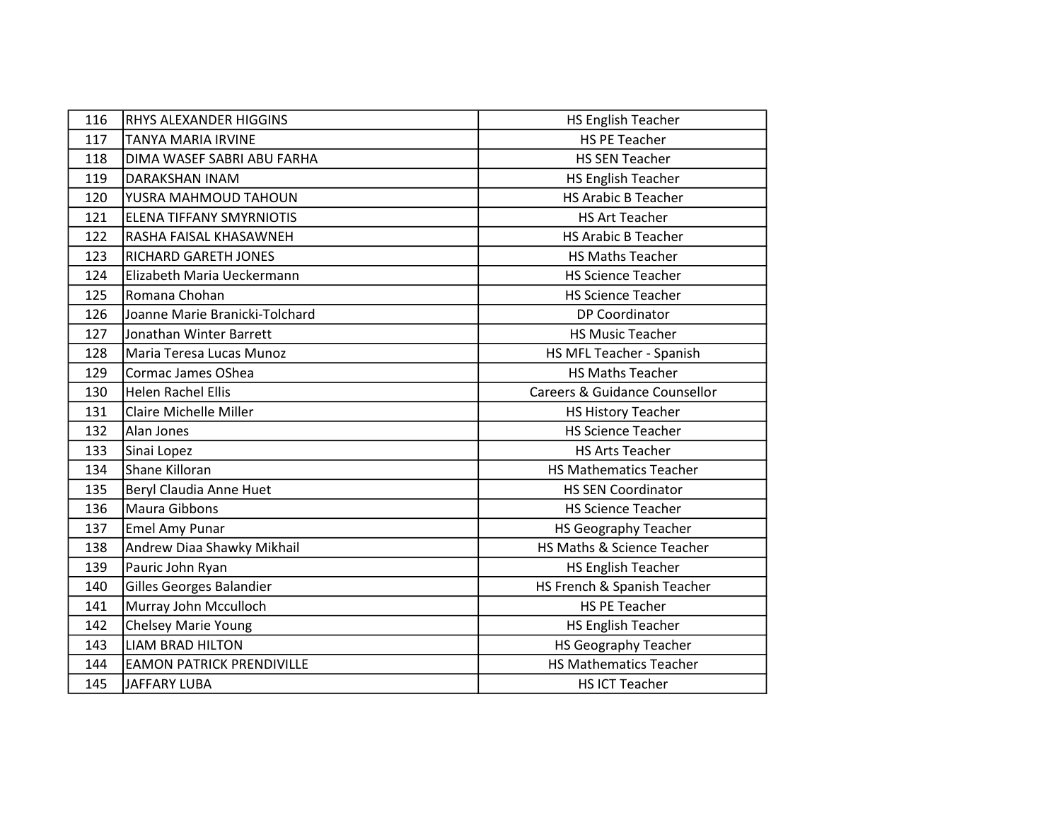| | | |
|---|---|---|
| 116 | RHYS ALEXANDER HIGGINS | HS English Teacher |
| 117 | TANYA MARIA IRVINE | HS PE Teacher |
| 118 | DIMA WASEF SABRI ABU FARHA | HS SEN Teacher |
| 119 | DARAKSHAN INAM | HS English Teacher |
| 120 | YUSRA MAHMOUD TAHOUN | HS Arabic B Teacher |
| 121 | ELENA TIFFANY SMYRNIOTIS | HS Art Teacher |
| 122 | RASHA FAISAL KHASAWNEH | HS Arabic B Teacher |
| 123 | RICHARD GARETH JONES | HS Maths Teacher |
| 124 | Elizabeth Maria Ueckermann | HS Science Teacher |
| 125 | Romana Chohan | HS Science Teacher |
| 126 | Joanne Marie Branicki-Tolchard | DP Coordinator |
| 127 | Jonathan Winter Barrett | HS Music Teacher |
| 128 | Maria Teresa Lucas Munoz | HS MFL Teacher - Spanish |
| 129 | Cormac James OShea | HS Maths Teacher |
| 130 | Helen Rachel Ellis | Careers & Guidance Counsellor |
| 131 | Claire Michelle Miller | HS History Teacher |
| 132 | Alan Jones | HS Science Teacher |
| 133 | Sinai Lopez | HS Arts Teacher |
| 134 | Shane Killoran | HS Mathematics Teacher |
| 135 | Beryl Claudia Anne Huet | HS SEN Coordinator |
| 136 | Maura Gibbons | HS Science Teacher |
| 137 | Emel Amy Punar | HS Geography Teacher |
| 138 | Andrew Diaa Shawky Mikhail | HS Maths & Science Teacher |
| 139 | Pauric John Ryan | HS English Teacher |
| 140 | Gilles Georges Balandier | HS French & Spanish Teacher |
| 141 | Murray John Mcculloch | HS PE Teacher |
| 142 | Chelsey Marie Young | HS English Teacher |
| 143 | LIAM BRAD HILTON | HS Geography Teacher |
| 144 | EAMON PATRICK PRENDIVILLE | HS Mathematics Teacher |
| 145 | JAFFARY LUBA | HS ICT Teacher |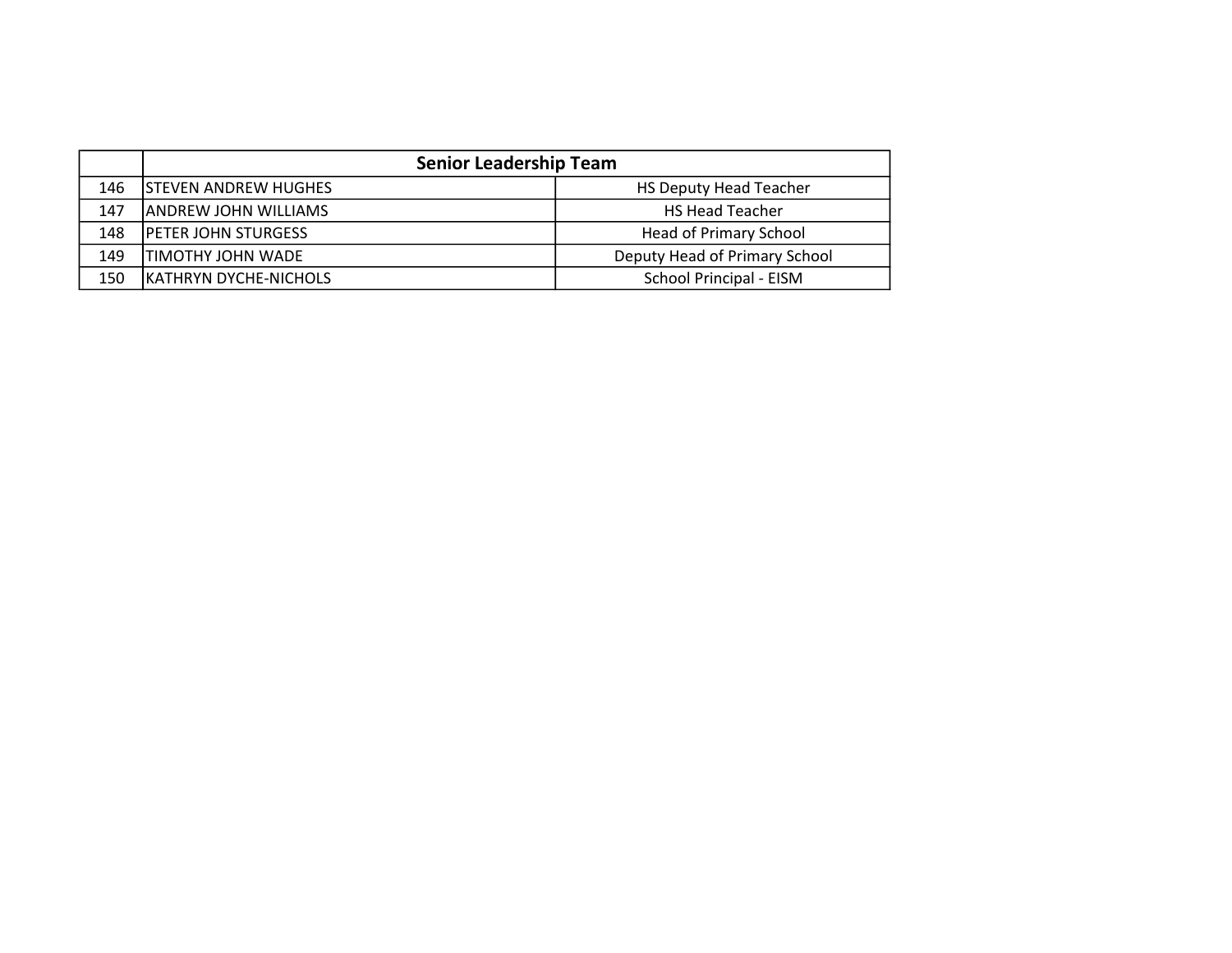| | Senior Leadership Team | |
|---|---|---|
| 146 | STEVEN ANDREW HUGHES | HS Deputy Head Teacher |
| 147 | ANDREW JOHN WILLIAMS | HS Head Teacher |
| 148 | PETER JOHN STURGESS | Head of Primary School |
| 149 | TIMOTHY JOHN WADE | Deputy Head of Primary School |
| 150 | KATHRYN DYCHE-NICHOLS | School Principal - EISM |